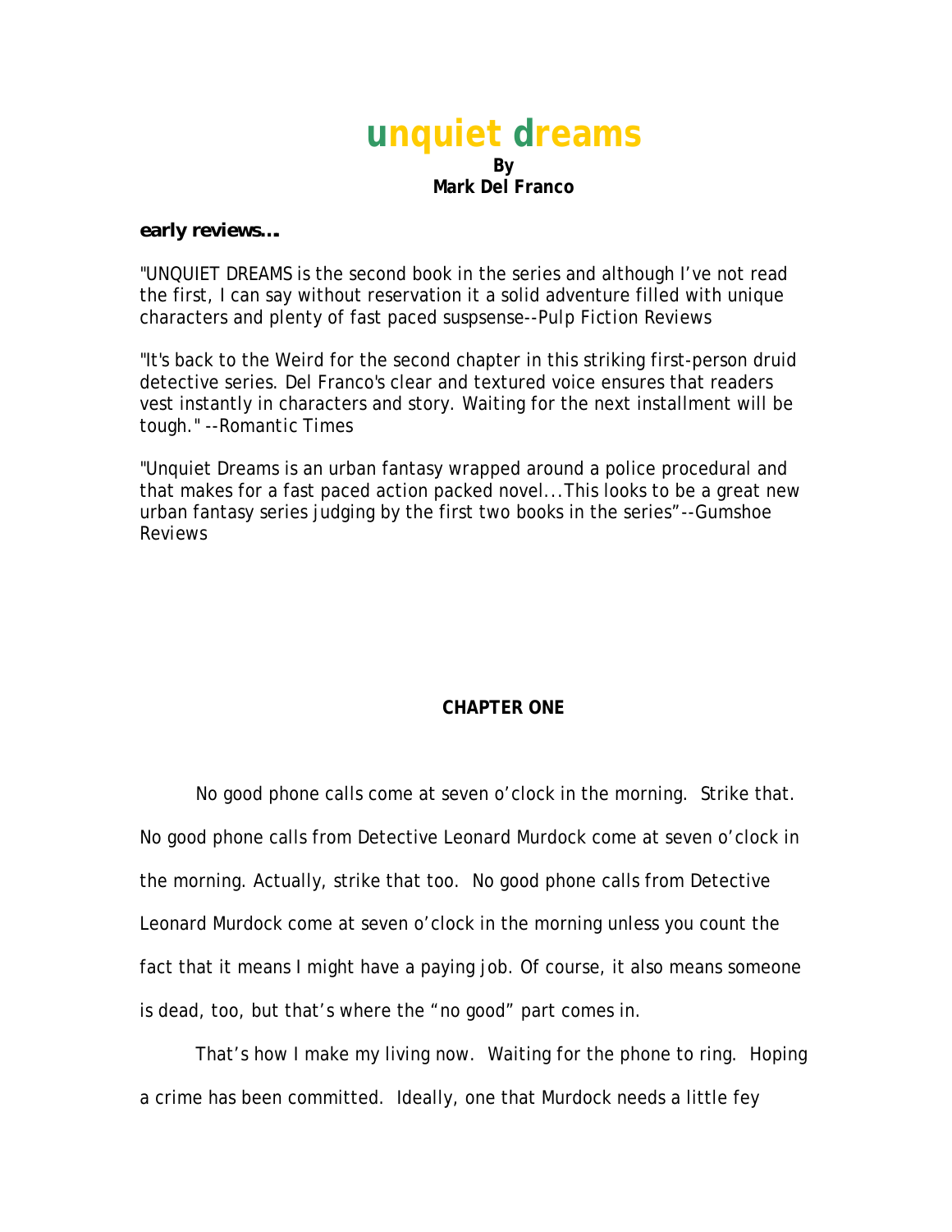# unquiet dreams

**By**
**Mark Del Franco**

***early reviews…***

"UNQUIET DREAMS is the second book in the series and although I've not read the first, I can say without reservation it a solid adventure filled with unique characters and plenty of fast paced suspsense--*Pulp Fiction Reviews*

"It's back to the Weird for the second chapter in this striking first-person druid detective series. Del Franco's clear and textured voice ensures that readers vest instantly in characters and story. Waiting for the next installment will be tough." --*Romantic Times*

"Unquiet Dreams is an urban fantasy wrapped around a police procedural and that makes for a fast paced action packed novel...This looks to be a great new urban fantasy series judging by the first two books in the series"--Gumshoe Reviews

## CHAPTER ONE

No good phone calls come at seven o'clock in the morning. Strike that. No good phone calls from Detective Leonard Murdock come at seven o'clock in the morning. Actually, strike that too. No good phone calls from Detective Leonard Murdock come at seven o'clock in the morning unless you count the fact that it means I might have a paying job. Of course, it also means someone is dead, too, but that's where the "no good" part comes in.

That's how I make my living now. Waiting for the phone to ring. Hoping a crime has been committed. Ideally, one that Murdock needs a little fey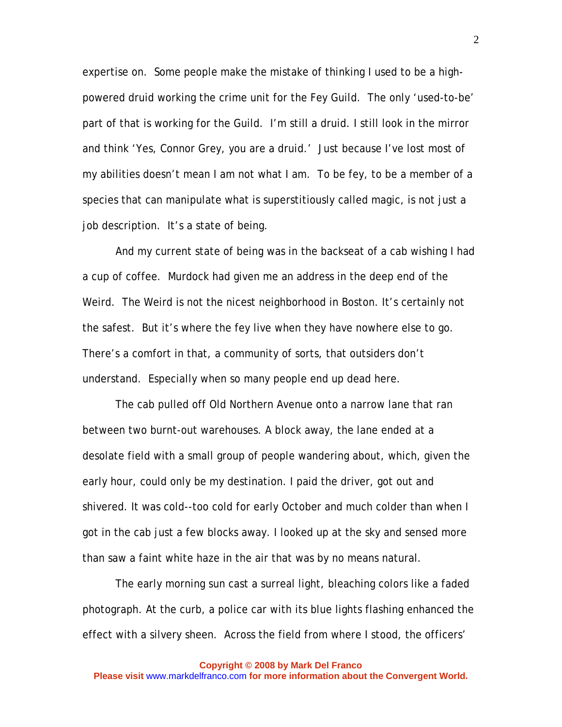expertise on. Some people make the mistake of thinking I used to be a high-powered druid working the crime unit for the Fey Guild. The only 'used-to-be' part of that is working for the Guild. I'm still a druid. I still look in the mirror and think 'Yes, Connor Grey, you are a druid.' Just because I've lost most of my abilities doesn't mean I am not what I am. To be fey, to be a member of a species that can manipulate what is superstitiously called magic, is not just a job description. It's a state of being.

And my current state of being was in the backseat of a cab wishing I had a cup of coffee. Murdock had given me an address in the deep end of the Weird. The Weird is not the nicest neighborhood in Boston. It's certainly not the safest. But it's where the fey live when they have nowhere else to go. There's a comfort in that, a community of sorts, that outsiders don't understand. Especially when so many people end up dead here.

The cab pulled off Old Northern Avenue onto a narrow lane that ran between two burnt-out warehouses. A block away, the lane ended at a desolate field with a small group of people wandering about, which, given the early hour, could only be my destination. I paid the driver, got out and shivered. It was cold--too cold for early October and much colder than when I got in the cab just a few blocks away. I looked up at the sky and sensed more than saw a faint white haze in the air that was by no means natural.

The early morning sun cast a surreal light, bleaching colors like a faded photograph. At the curb, a police car with its blue lights flashing enhanced the effect with a silvery sheen. Across the field from where I stood, the officers'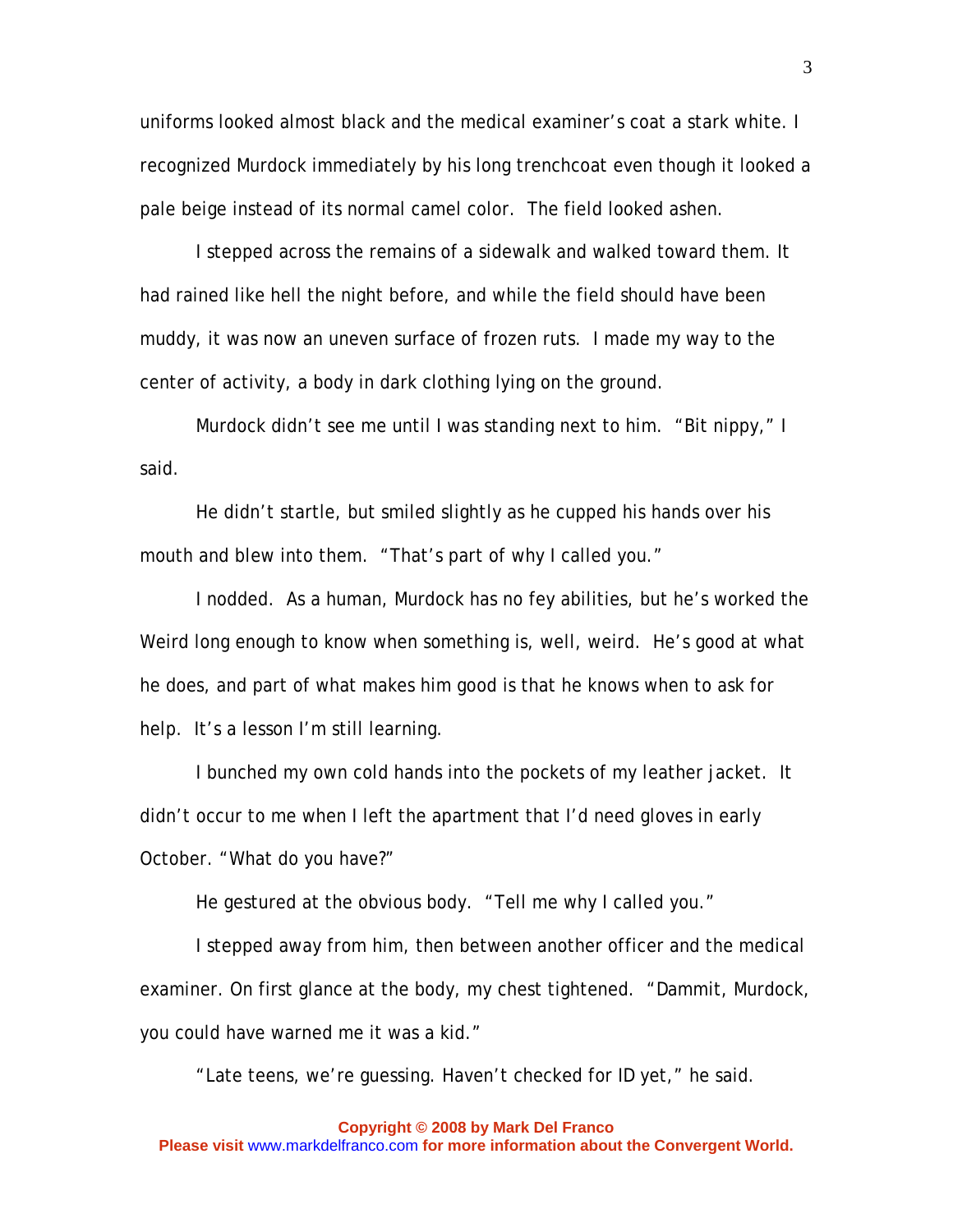uniforms looked almost black and the medical examiner's coat a stark white. I recognized Murdock immediately by his long trenchcoat even though it looked a pale beige instead of its normal camel color. The field looked ashen.

I stepped across the remains of a sidewalk and walked toward them. It had rained like hell the night before, and while the field should have been muddy, it was now an uneven surface of frozen ruts. I made my way to the center of activity, a body in dark clothing lying on the ground.

Murdock didn't see me until I was standing next to him. "Bit nippy," I said.

He didn't startle, but smiled slightly as he cupped his hands over his mouth and blew into them. "That's part of why I called you."

I nodded. As a human, Murdock has no fey abilities, but he's worked the Weird long enough to know when something is, well, weird. He's good at what he does, and part of what makes him good is that he knows when to ask for help. It's a lesson I'm still learning.

I bunched my own cold hands into the pockets of my leather jacket. It didn't occur to me when I left the apartment that I'd need gloves in early October. "What do you have?"

He gestured at the obvious body. "Tell me why I called you."

I stepped away from him, then between another officer and the medical examiner. On first glance at the body, my chest tightened. "Dammit, Murdock, you could have warned me it was a kid."

"Late teens, we're guessing. Haven't checked for ID yet," he said.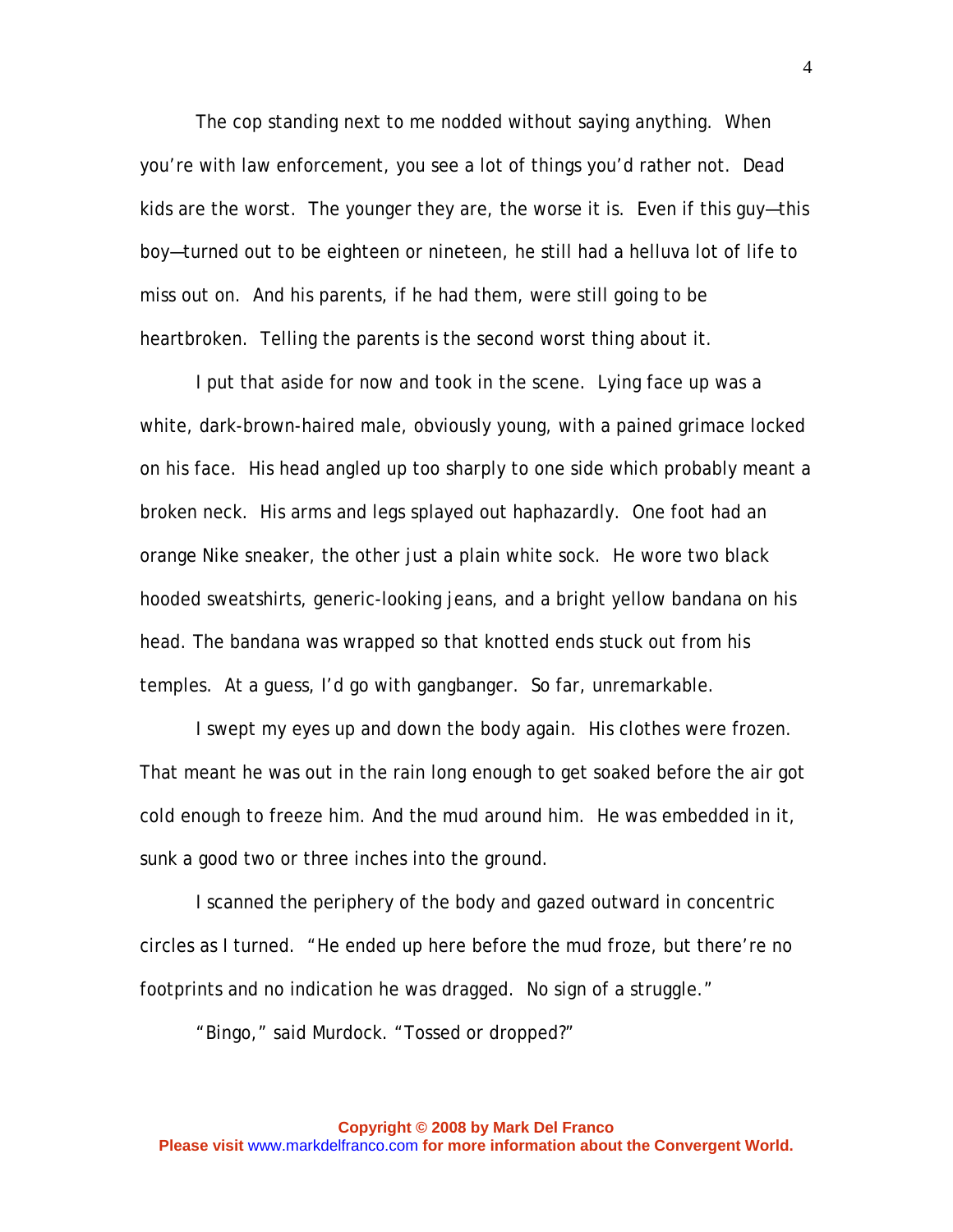The cop standing next to me nodded without saying anything. When you're with law enforcement, you see a lot of things you'd rather not. Dead kids are the worst. The younger they are, the worse it is. Even if this guy—this boy—turned out to be eighteen or nineteen, he still had a helluva lot of life to miss out on. And his parents, if he had them, were still going to be heartbroken. Telling the parents is the second worst thing about it.

I put that aside for now and took in the scene. Lying face up was a white, dark-brown-haired male, obviously young, with a pained grimace locked on his face. His head angled up too sharply to one side which probably meant a broken neck. His arms and legs splayed out haphazardly. One foot had an orange Nike sneaker, the other just a plain white sock. He wore two black hooded sweatshirts, generic-looking jeans, and a bright yellow bandana on his head. The bandana was wrapped so that knotted ends stuck out from his temples. At a guess, I'd go with gangbanger. So far, unremarkable.

I swept my eyes up and down the body again. His clothes were frozen. That meant he was out in the rain long enough to get soaked before the air got cold enough to freeze him. And the mud around him. He was embedded in it, sunk a good two or three inches into the ground.

I scanned the periphery of the body and gazed outward in concentric circles as I turned. "He ended up here before the mud froze, but there're no footprints and no indication he was dragged. No sign of a struggle."

"Bingo," said Murdock. "Tossed or dropped?"

**Copyright © 2008 by Mark Del Franco**
**Please visit www.markdelfranco.com for more information about the Convergent World.**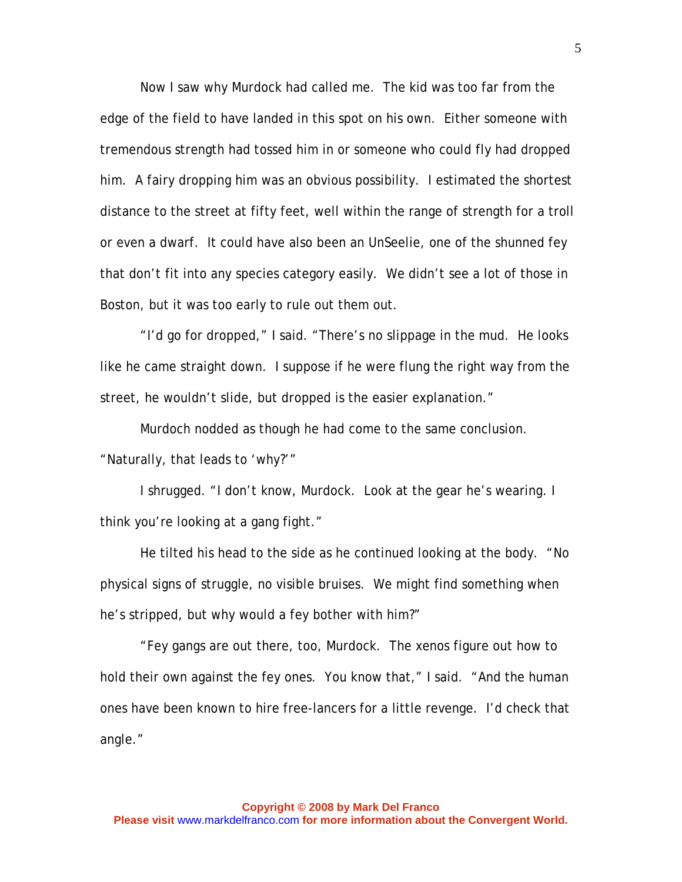Now I saw why Murdock had called me. The kid was too far from the edge of the field to have landed in this spot on his own. Either someone with tremendous strength had tossed him in or someone who could fly had dropped him. A fairy dropping him was an obvious possibility. I estimated the shortest distance to the street at fifty feet, well within the range of strength for a troll or even a dwarf. It could have also been an UnSeelie, one of the shunned fey that don't fit into any species category easily. We didn't see a lot of those in Boston, but it was too early to rule out them out.

"I'd go for dropped," I said. "There's no slippage in the mud. He looks like he came straight down. I suppose if he were flung the right way from the street, he wouldn't slide, but dropped is the easier explanation."

Murdoch nodded as though he had come to the same conclusion. "Naturally, that leads to 'why?'"

I shrugged. "I don't know, Murdock. Look at the gear he's wearing. I think you're looking at a gang fight."

He tilted his head to the side as he continued looking at the body. "No physical signs of struggle, no visible bruises. We might find something when he's stripped, but why would a fey bother with him?"

"Fey gangs are out there, too, Murdock. The xenos figure out how to hold their own against the fey ones. You know that," I said. "And the human ones have been known to hire free-lancers for a little revenge. I'd check that angle."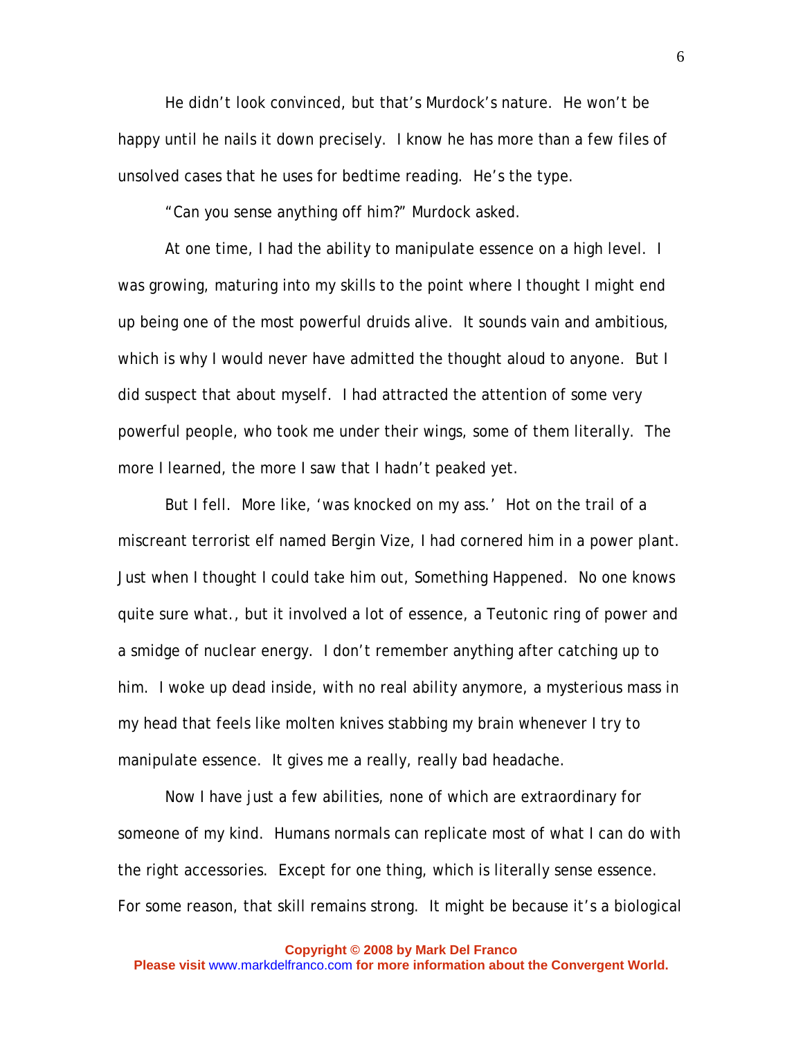He didn't look convinced, but that's Murdock's nature. He won't be happy until he nails it down precisely. I know he has more than a few files of unsolved cases that he uses for bedtime reading. He's the type.

"Can you sense anything off him?" Murdock asked.

At one time, I had the ability to manipulate essence on a high level. I was growing, maturing into my skills to the point where I thought I might end up being one of the most powerful druids alive. It sounds vain and ambitious, which is why I would never have admitted the thought aloud to anyone. But I did suspect that about myself. I had attracted the attention of some very powerful people, who took me under their wings, some of them literally. The more I learned, the more I saw that I hadn't peaked yet.

But I fell. More like, 'was knocked on my ass.' Hot on the trail of a miscreant terrorist elf named Bergin Vize, I had cornered him in a power plant. Just when I thought I could take him out, Something Happened. No one knows quite sure what., but it involved a lot of essence, a Teutonic ring of power and a smidge of nuclear energy. I don't remember anything after catching up to him. I woke up dead inside, with no real ability anymore, a mysterious mass in my head that feels like molten knives stabbing my brain whenever I try to manipulate essence. It gives me a really, really bad headache.

Now I have just a few abilities, none of which are extraordinary for someone of my kind. Humans normals can replicate most of what I can do with the right accessories. Except for one thing, which is literally sense essence. For some reason, that skill remains strong. It might be because it's a biological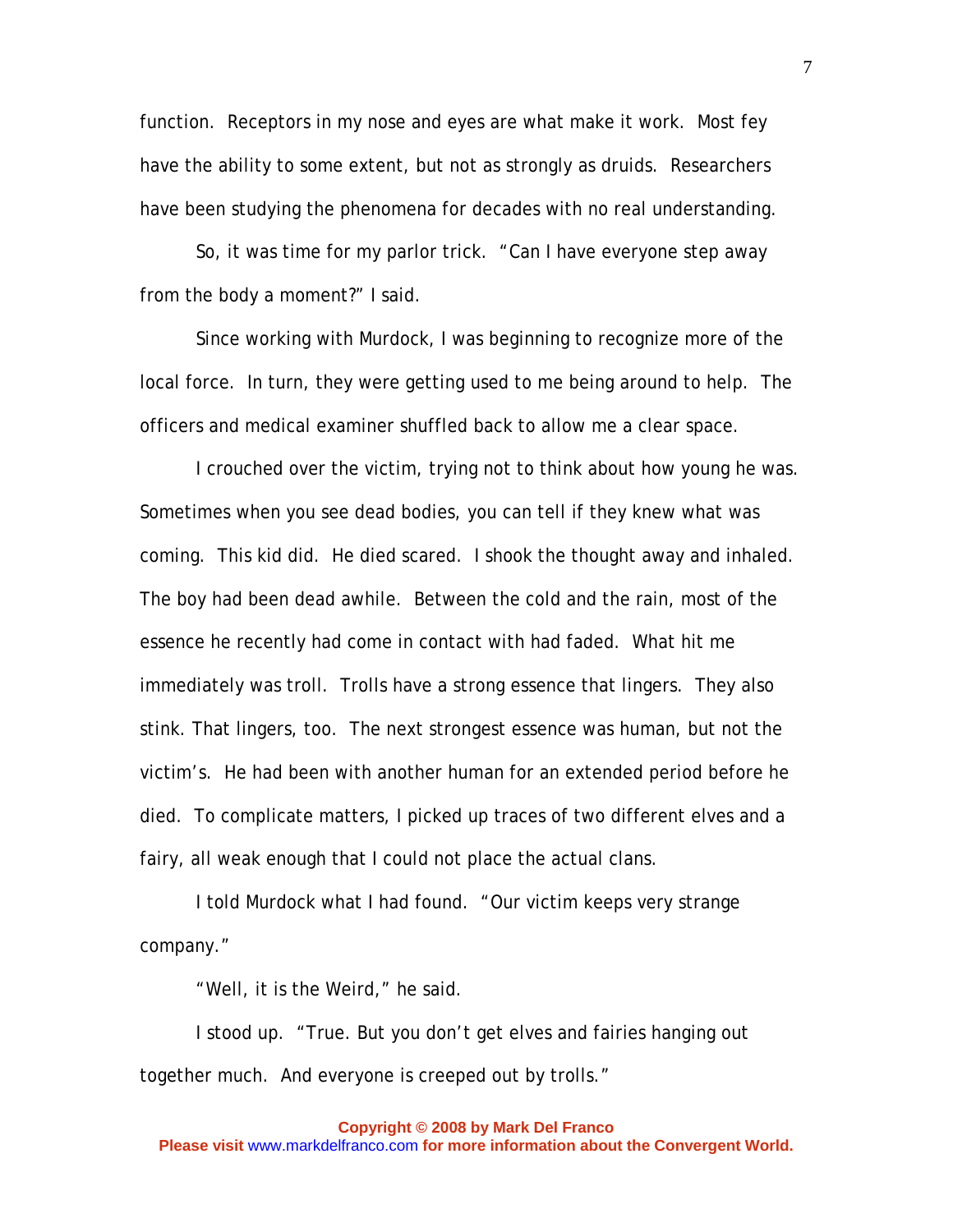function. Receptors in my nose and eyes are what make it work. Most fey have the ability to some extent, but not as strongly as druids. Researchers have been studying the phenomena for decades with no real understanding.

So, it was time for my parlor trick. "Can I have everyone step away from the body a moment?" I said.

Since working with Murdock, I was beginning to recognize more of the local force. In turn, they were getting used to me being around to help. The officers and medical examiner shuffled back to allow me a clear space.

I crouched over the victim, trying not to think about how young he was. Sometimes when you see dead bodies, you can tell if they knew what was coming. This kid did. He died scared. I shook the thought away and inhaled. The boy had been dead awhile. Between the cold and the rain, most of the essence he recently had come in contact with had faded. What hit me immediately was troll. Trolls have a strong essence that lingers. They also stink. That lingers, too. The next strongest essence was human, but not the victim's. He had been with another human for an extended period before he died. To complicate matters, I picked up traces of two different elves and a fairy, all weak enough that I could not place the actual clans.

I told Murdock what I had found. "Our victim keeps very strange company."

"Well, it is the Weird," he said.

I stood up. "True. But you don't get elves and fairies hanging out together much. And everyone is creeped out by trolls."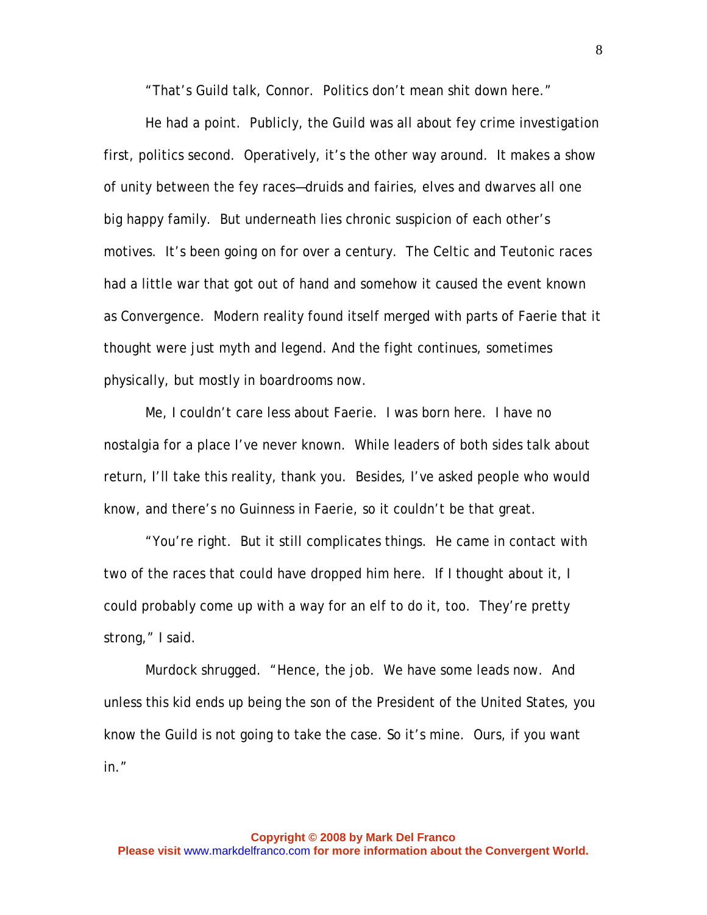"That's Guild talk, Connor. Politics don't mean shit down here."

He had a point. Publicly, the Guild was all about fey crime investigation first, politics second. Operatively, it's the other way around. It makes a show of unity between the fey races—druids and fairies, elves and dwarves all one big happy family. But underneath lies chronic suspicion of each other's motives. It's been going on for over a century. The Celtic and Teutonic races had a little war that got out of hand and somehow it caused the event known as Convergence. Modern reality found itself merged with parts of Faerie that it thought were just myth and legend. And the fight continues, sometimes physically, but mostly in boardrooms now.

Me, I couldn't care less about Faerie. I was born here. I have no nostalgia for a place I've never known. While leaders of both sides talk about return, I'll take this reality, thank you. Besides, I've asked people who would know, and there's no Guinness in Faerie, so it couldn't be that great.

"You're right. But it still complicates things. He came in contact with two of the races that could have dropped him here. If I thought about it, I could probably come up with a way for an elf to do it, too. They're pretty strong," I said.

Murdock shrugged. "Hence, the job. We have some leads now. And unless this kid ends up being the son of the President of the United States, you know the Guild is not going to take the case. So it's mine. Ours, if you want in."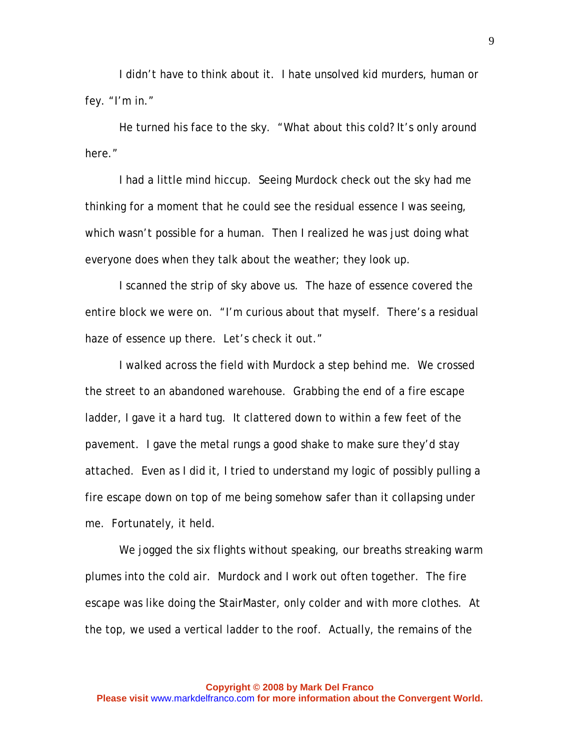I didn't have to think about it. I hate unsolved kid murders, human or fey. "I'm in."

He turned his face to the sky. "What about this cold? It's only around here."

I had a little mind hiccup. Seeing Murdock check out the sky had me thinking for a moment that he could see the residual essence I was seeing, which wasn't possible for a human. Then I realized he was just doing what everyone does when they talk about the weather; they look up.

I scanned the strip of sky above us. The haze of essence covered the entire block we were on. "I'm curious about that myself. There's a residual haze of essence up there. Let's check it out."

I walked across the field with Murdock a step behind me. We crossed the street to an abandoned warehouse. Grabbing the end of a fire escape ladder, I gave it a hard tug. It clattered down to within a few feet of the pavement. I gave the metal rungs a good shake to make sure they'd stay attached. Even as I did it, I tried to understand my logic of possibly pulling a fire escape down on top of me being somehow safer than it collapsing under me. Fortunately, it held.

We jogged the six flights without speaking, our breaths streaking warm plumes into the cold air. Murdock and I work out often together. The fire escape was like doing the StairMaster, only colder and with more clothes. At the top, we used a vertical ladder to the roof. Actually, the remains of the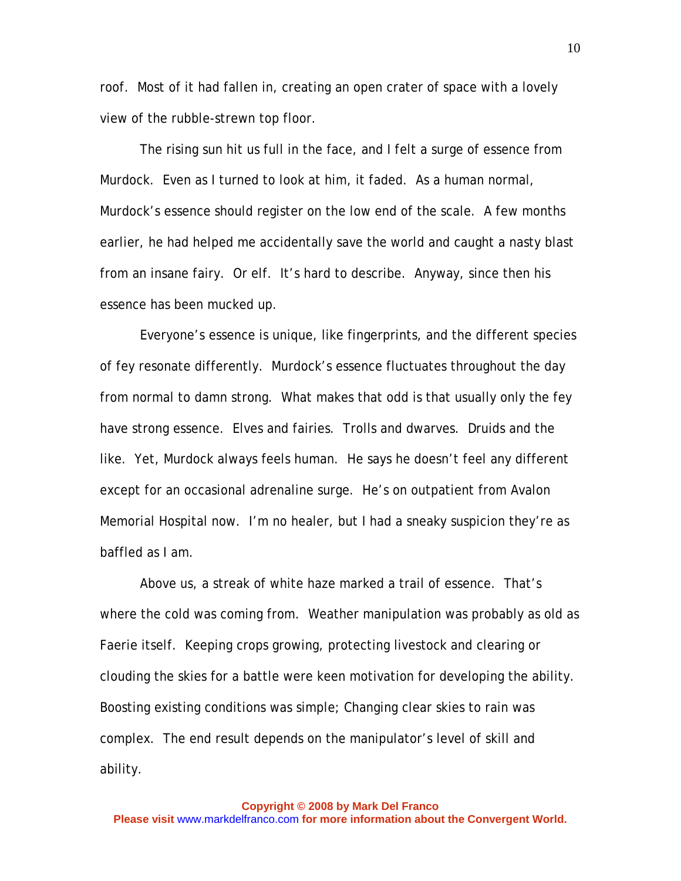roof. Most of it had fallen in, creating an open crater of space with a lovely view of the rubble-strewn top floor.

The rising sun hit us full in the face, and I felt a surge of essence from Murdock. Even as I turned to look at him, it faded. As a human normal, Murdock's essence should register on the low end of the scale. A few months earlier, he had helped me accidentally save the world and caught a nasty blast from an insane fairy. Or elf. It's hard to describe. Anyway, since then his essence has been mucked up.

Everyone's essence is unique, like fingerprints, and the different species of fey resonate differently. Murdock's essence fluctuates throughout the day from normal to damn strong. What makes that odd is that usually only the fey have strong essence. Elves and fairies. Trolls and dwarves. Druids and the like. Yet, Murdock always feels human. He says he doesn't feel any different except for an occasional adrenaline surge. He's on outpatient from Avalon Memorial Hospital now. I'm no healer, but I had a sneaky suspicion they're as baffled as I am.

Above us, a streak of white haze marked a trail of essence. That's where the cold was coming from. Weather manipulation was probably as old as Faerie itself. Keeping crops growing, protecting livestock and clearing or clouding the skies for a battle were keen motivation for developing the ability. Boosting existing conditions was simple; Changing clear skies to rain was complex. The end result depends on the manipulator's level of skill and ability.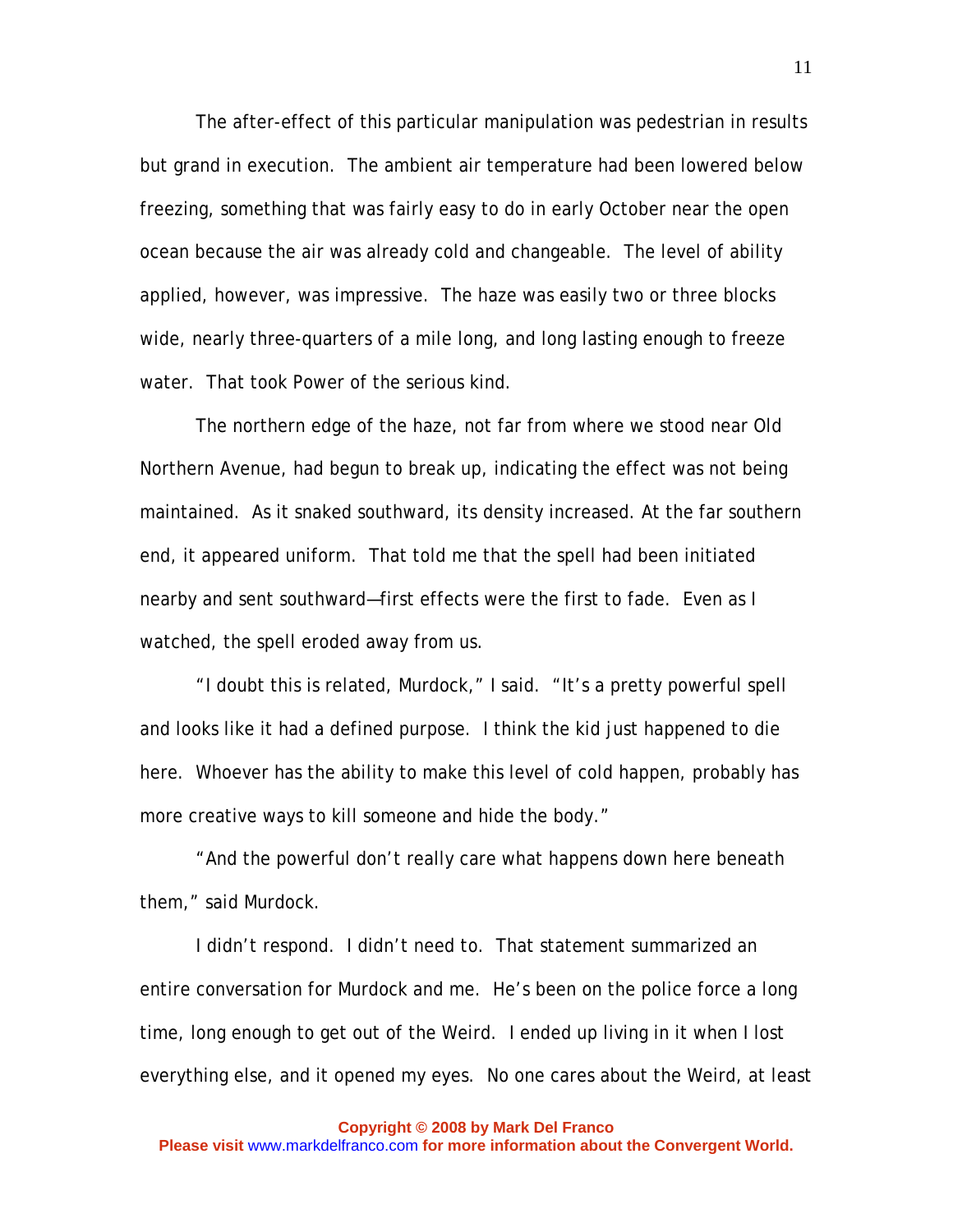The after-effect of this particular manipulation was pedestrian in results but grand in execution. The ambient air temperature had been lowered below freezing, something that was fairly easy to do in early October near the open ocean because the air was already cold and changeable. The level of ability applied, however, was impressive. The haze was easily two or three blocks wide, nearly three-quarters of a mile long, and long lasting enough to freeze water. That took Power of the serious kind.

The northern edge of the haze, not far from where we stood near Old Northern Avenue, had begun to break up, indicating the effect was not being maintained. As it snaked southward, its density increased. At the far southern end, it appeared uniform. That told me that the spell had been initiated nearby and sent southward—first effects were the first to fade. Even as I watched, the spell eroded away from us.

"I doubt this is related, Murdock," I said. "It's a pretty powerful spell and looks like it had a defined purpose. I think the kid just happened to die here. Whoever has the ability to make this level of cold happen, probably has more creative ways to kill someone and hide the body."

"And the powerful don't really care what happens down here beneath them," said Murdock.

I didn't respond. I didn't need to. That statement summarized an entire conversation for Murdock and me. He's been on the police force a long time, long enough to get out of the Weird. I ended up living in it when I lost everything else, and it opened my eyes. No one cares about the Weird, at least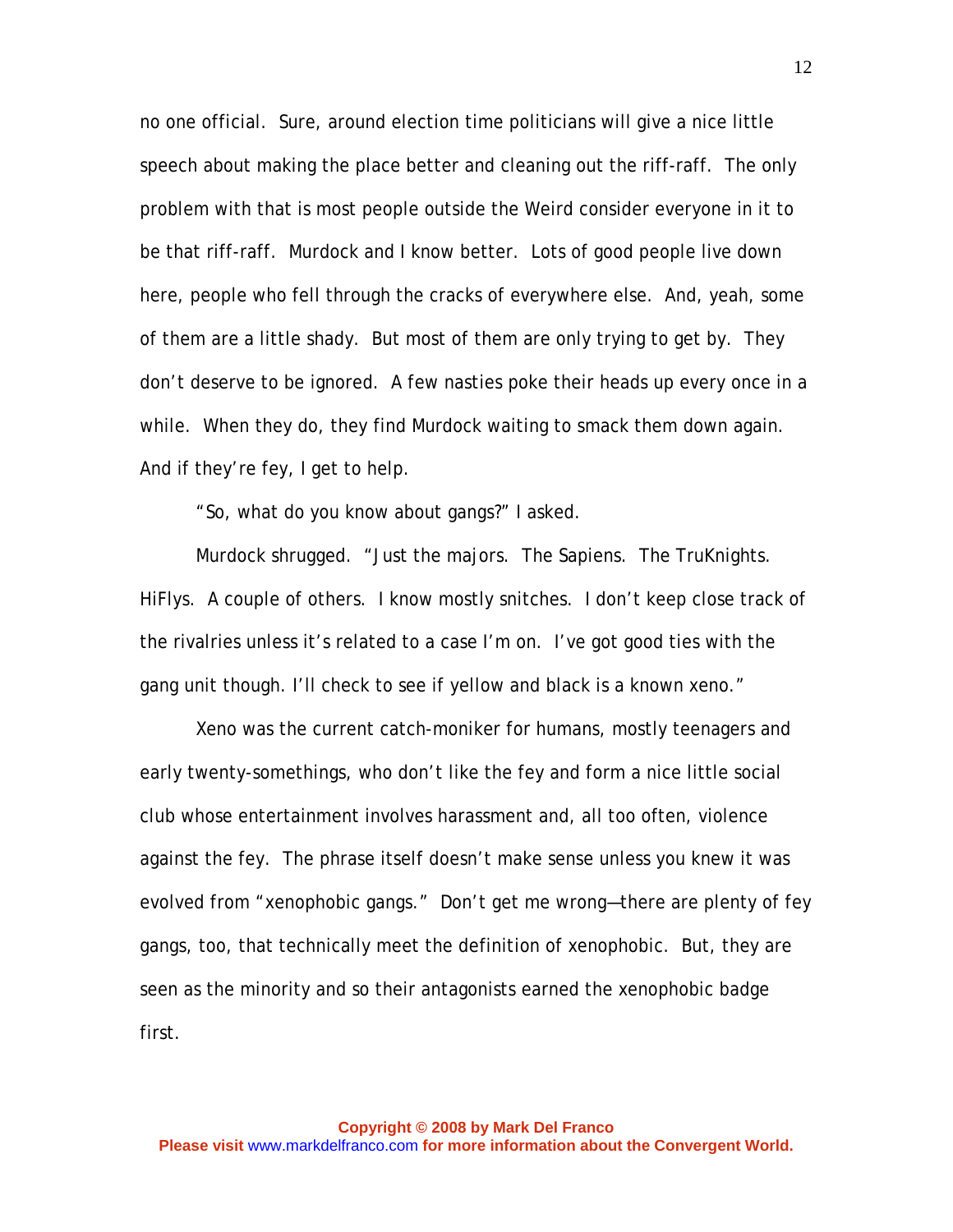no one official. Sure, around election time politicians will give a nice little speech about making the place better and cleaning out the riff-raff. The only problem with that is most people outside the Weird consider everyone in it to be that riff-raff. Murdock and I know better. Lots of good people live down here, people who fell through the cracks of everywhere else. And, yeah, some of them are a little shady. But most of them are only trying to get by. They don't deserve to be ignored. A few nasties poke their heads up every once in a while. When they do, they find Murdock waiting to smack them down again. And if they're fey, I get to help.

"So, what do you know about gangs?" I asked.

Murdock shrugged. "Just the majors. The Sapiens. The TruKnights. HiFlys. A couple of others. I know mostly snitches. I don't keep close track of the rivalries unless it's related to a case I'm on. I've got good ties with the gang unit though. I'll check to see if yellow and black is a known xeno."

Xeno was the current catch-moniker for humans, mostly teenagers and early twenty-somethings, who don't like the fey and form a nice little social club whose entertainment involves harassment and, all too often, violence against the fey. The phrase itself doesn't make sense unless you knew it was evolved from "xenophobic gangs." Don't get me wrong—there are plenty of fey gangs, too, that technically meet the definition of xenophobic. But, they are seen as the minority and so their antagonists earned the xenophobic badge first.

**Copyright © 2008 by Mark Del Franco**
**Please visit www.markdelfranco.com for more information about the Convergent World.**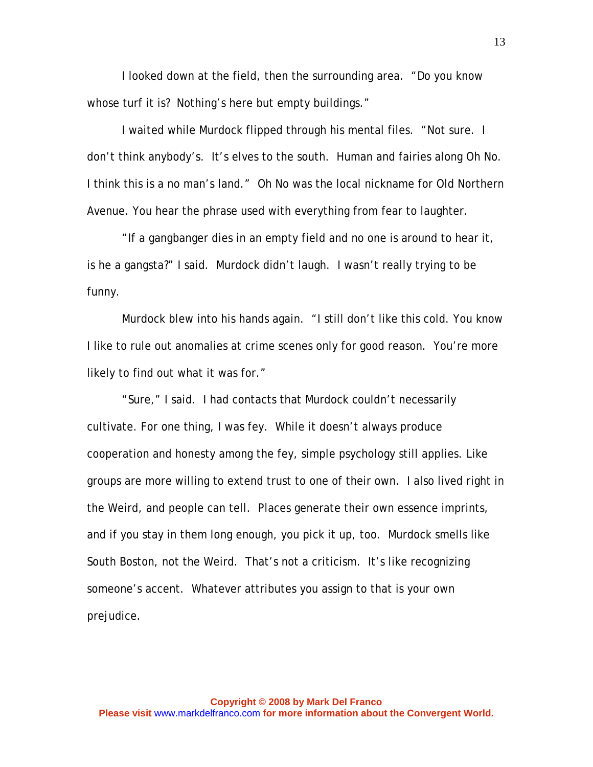I looked down at the field, then the surrounding area. "Do you know whose turf it is? Nothing's here but empty buildings."

I waited while Murdock flipped through his mental files. "Not sure. I don't think anybody's. It's elves to the south. Human and fairies along Oh No. I think this is a no man's land." Oh No was the local nickname for Old Northern Avenue. You hear the phrase used with everything from fear to laughter.

"If a gangbanger dies in an empty field and no one is around to hear it, is he a gangsta?" I said. Murdock didn't laugh. I wasn't really trying to be funny.

Murdock blew into his hands again. "I still don't like this cold. You know I like to rule out anomalies at crime scenes only for good reason. You're more likely to find out what it was for."

"Sure," I said. I had contacts that Murdock couldn't necessarily cultivate. For one thing, I was fey. While it doesn't always produce cooperation and honesty among the fey, simple psychology still applies. Like groups are more willing to extend trust to one of their own. I also lived right in the Weird, and people can tell. Places generate their own essence imprints, and if you stay in them long enough, you pick it up, too. Murdock smells like South Boston, not the Weird. That's not a criticism. It's like recognizing someone's accent. Whatever attributes you assign to that is your own prejudice.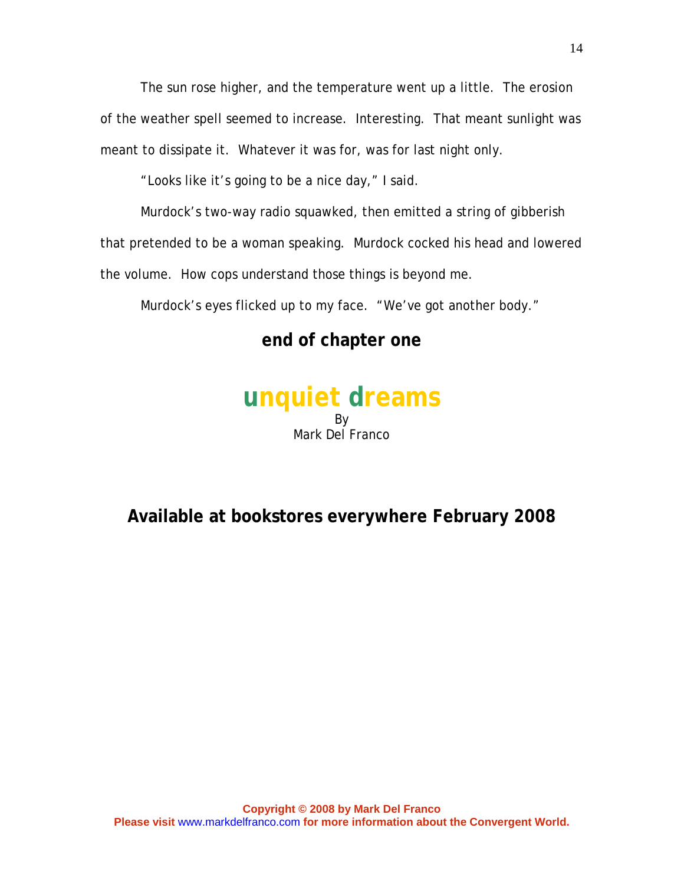The sun rose higher, and the temperature went up a little. The erosion of the weather spell seemed to increase. Interesting. That meant sunlight was meant to dissipate it. Whatever it was for, was for last night only.

“Looks like it’s going to be a nice day,” I said.

Murdock’s two-way radio squawked, then emitted a string of gibberish that pretended to be a woman speaking. Murdock cocked his head and lowered the volume. How cops understand those things is beyond me.

Murdock’s eyes flicked up to my face. “We’ve got another body.”

**end of chapter one**

# unquiet dreams

By
Mark Del Franco

**Available at bookstores everywhere February 2008**

**Copyright © 2008 by Mark Del Franco**
**Please visit www.markdelfranco.com for more information about the Convergent World.**